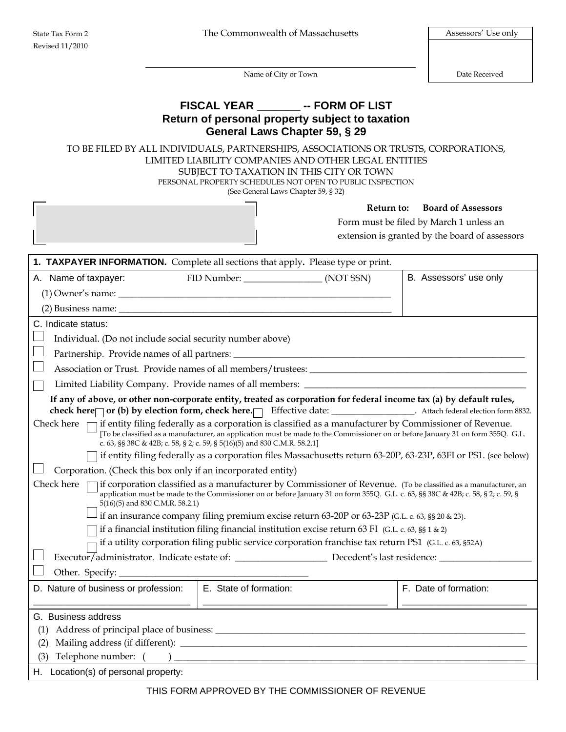State Tax Form 2
Revised 11/2010

The Commonwealth of Massachusetts

| Assessors' Use only |
| --- |
| Date Received |

______________________________
Name of City or Town

# FISCAL YEAR _______ -- FORM OF LIST
## Return of personal property subject to taxation
## General Laws Chapter 59, § 29

TO BE FILED BY ALL INDIVIDUALS, PARTNERSHIPS, ASSOCIATIONS OR TRUSTS, CORPORATIONS, LIMITED LIABILITY COMPANIES AND OTHER LEGAL ENTITIES SUBJECT TO TAXATION IN THIS CITY OR TOWN
PERSONAL PROPERTY SCHEDULES NOT OPEN TO PUBLIC INSPECTION
(See General Laws Chapter 59, § 32)

**Return to: Board of Assessors**
Form must be filed by March 1 unless an extension is granted by the board of assessors

**1. TAXPAYER INFORMATION.** Complete all sections that apply**.** Please type or print.

A. Name of taxpayer: FID Number: ________________ (NOT SSN)

(1) Owner's name: ____________________________________________________________

(2) Business name: ____________________________________________________________

B. Assessors' use only

C. Indicate status:

☐ Individual. (Do not include social security number above)

☐ Partnership. Provide names of all partners: ____________________________________________________________

☐ Association or Trust. Provide names of all members/trustees: ______________________________________________

☐ Limited Liability Company. Provide names of all members: ________________________________________________

**If any of above, or other non-corporate entity, treated as corporation for federal income tax (a) by default rules, check here ☐ or (b) by election form, check here. ☐** Effective date: ________________. Attach federal election form 8832.

Check here ☐ if entity filing federally as a corporation is classified as a manufacturer by Commissioner of Revenue. [To be classified as a manufacturer, an application must be made to the Commissioner on or before January 31 on form 355Q. G.L. c. 63, §§ 38C & 42B; c. 58, § 2; c. 59, § 5(16)(5) and 830 C.M.R. 58.2.1]

☐ if entity filing federally as a corporation files Massachusetts return 63-20P, 63-23P, 63FI or PS1. (see below)

☐ Corporation. (Check this box only if an incorporated entity)

Check here ☐ if corporation classified as a manufacturer by Commissioner of Revenue. (To be classified as a manufacturer, an application must be made to the Commissioner on or before January 31 on form 355Q. G.L. c. 63, §§ 38C & 42B; c. 58, § 2; c. 59, § 5(16)(5) and 830 C.M.R. 58.2.1)

☐ if an insurance company filing premium excise return 63-20P or 63-23P (G.L. c. 63, §§ 20 & 23).

☐ if a financial institution filing financial institution excise return 63 FI (G.L. c. 63, §§ 1 & 2)

☐ if a utility corporation filing public service corporation franchise tax return PS1 (G.L. c. 63, §52A)

☐ Executor/administrator. Indicate estate of: ___________________ Decedent's last residence: ___________________

☐ Other. Specify: ________________________________________

| D. Nature of business or profession: | E. State of formation: | F. Date of formation: |
| --- | --- | --- |
| ______________________________ | ____________________________________ | _________________________ |

G. Business address

(1) Address of principal place of business: ______________________________________________________________

(2) Mailing address (if different): ______________________________________________________________________

(3) Telephone number: ( ) ______________________________________________________________________

H. Location(s) of personal property:

THIS FORM APPROVED BY THE COMMISSIONER OF REVENUE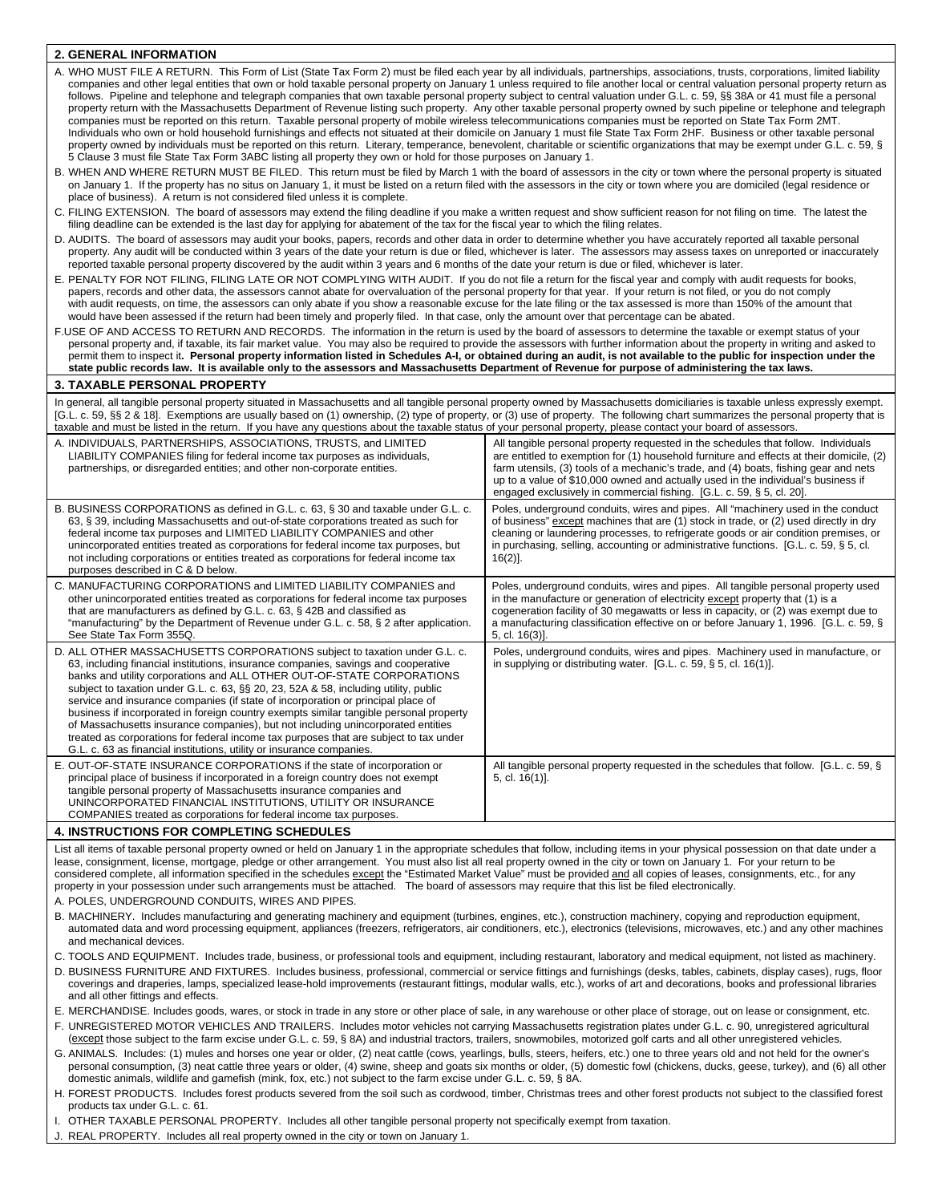## 2. GENERAL INFORMATION

A. WHO MUST FILE A RETURN. This Form of List (State Tax Form 2) must be filed each year by all individuals, partnerships, associations, trusts, corporations, limited liability companies and other legal entities that own or hold taxable personal property on January 1 unless required to file another local or central valuation personal property return as follows. Pipeline and telephone and telegraph companies that own taxable personal property subject to central valuation under G.L. c. 59, §§ 38A or 41 must file a personal property return with the Massachusetts Department of Revenue listing such property. Any other taxable personal property owned by such pipeline or telephone and telegraph companies must be reported on this return. Taxable personal property of mobile wireless telecommunications companies must be reported on State Tax Form 2MT. Individuals who own or hold household furnishings and effects not situated at their domicile on January 1 must file State Tax Form 2HF. Business or other taxable personal property owned by individuals must be reported on this return. Literary, temperance, benevolent, charitable or scientific organizations that may be exempt under G.L. c. 59, § 5 Clause 3 must file State Tax Form 3ABC listing all property they own or hold for those purposes on January 1.

B. WHEN AND WHERE RETURN MUST BE FILED. This return must be filed by March 1 with the board of assessors in the city or town where the personal property is situated on January 1. If the property has no situs on January 1, it must be listed on a return filed with the assessors in the city or town where you are domiciled (legal residence or place of business). A return is not considered filed unless it is complete.

C. FILING EXTENSION. The board of assessors may extend the filing deadline if you make a written request and show sufficient reason for not filing on time. The latest the filing deadline can be extended is the last day for applying for abatement of the tax for the fiscal year to which the filing relates.

D. AUDITS. The board of assessors may audit your books, papers, records and other data in order to determine whether you have accurately reported all taxable personal property. Any audit will be conducted within 3 years of the date your return is due or filed, whichever is later. The assessors may assess taxes on unreported or inaccurately reported taxable personal property discovered by the audit within 3 years and 6 months of the date your return is due or filed, whichever is later.

E. PENALTY FOR NOT FILING, FILING LATE OR NOT COMPLYING WITH AUDIT. If you do not file a return for the fiscal year and comply with audit requests for books, papers, records and other data, the assessors cannot abate for overvaluation of the personal property for that year. If your return is not filed, or you do not comply with audit requests, on time, the assessors can only abate if you show a reasonable excuse for the late filing or the tax assessed is more than 150% of the amount that would have been assessed if the return had been timely and properly filed. In that case, only the amount over that percentage can be abated.

F. USE OF AND ACCESS TO RETURN AND RECORDS. The information in the return is used by the board of assessors to determine the taxable or exempt status of your personal property and, if taxable, its fair market value. You may also be required to provide the assessors with further information about the property in writing and asked to permit them to inspect it. **Personal property information listed in Schedules A-I, or obtained during an audit, is not available to the public for inspection under the state public records law. It is available only to the assessors and Massachusetts Department of Revenue for purpose of administering the tax laws.**

## 3. TAXABLE PERSONAL PROPERTY

In general, all tangible personal property situated in Massachusetts and all tangible personal property owned by Massachusetts domiciliaries is taxable unless expressly exempt. [G.L. c. 59, §§ 2 & 18]. Exemptions are usually based on (1) ownership, (2) type of property, or (3) use of property. The following chart summarizes the personal property that is taxable and must be listed in the return. If you have any questions about the taxable status of your personal property, please contact your board of assessors.

| Owner | Taxable Property |
|---|---|
| A. INDIVIDUALS, PARTNERSHIPS, ASSOCIATIONS, TRUSTS, and LIMITED LIABILITY COMPANIES filing for federal income tax purposes as individuals, partnerships, or disregarded entities; and other non-corporate entities. | All tangible personal property requested in the schedules that follow. Individuals are entitled to exemption for (1) household furniture and effects at their domicile, (2) farm utensils, (3) tools of a mechanic's trade, and (4) boats, fishing gear and nets up to a value of $10,000 owned and actually used in the individual's business if engaged exclusively in commercial fishing. [G.L. c. 59, § 5, cl. 20]. |
| B. BUSINESS CORPORATIONS as defined in G.L. c. 63, § 30 and taxable under G.L. c. 63, § 39, including Massachusetts and out-of-state corporations treated as such for federal income tax purposes and LIMITED LIABILITY COMPANIES and other unincorporated entities treated as corporations for federal income tax purposes, but not including corporations or entities treated as corporations for federal income tax purposes described in C & D below. | Poles, underground conduits, wires and pipes. All "machinery used in the conduct of business" except machines that are (1) stock in trade, or (2) used directly in dry cleaning or laundering processes, to refrigerate goods or air condition premises, or in purchasing, selling, accounting or administrative functions. [G.L. c. 59, § 5, cl. 16(2)]. |
| C. MANUFACTURING CORPORATIONS and LIMITED LIABILITY COMPANIES and other unincorporated entities treated as corporations for federal income tax purposes that are manufacturers as defined by G.L. c. 63, § 42B and classified as "manufacturing" by the Department of Revenue under G.L. c. 58, § 2 after application. See State Tax Form 355Q. | Poles, underground conduits, wires and pipes. All tangible personal property used in the manufacture or generation of electricity except property that (1) is a cogeneration facility of 30 megawatts or less in capacity, or (2) was exempt due to a manufacturing classification effective on or before January 1, 1996. [G.L. c. 59, § 5, cl. 16(3)]. |
| D. ALL OTHER MASSACHUSETTS CORPORATIONS subject to taxation under G.L. c. 63, including financial institutions, insurance companies, savings and cooperative banks and utility corporations and ALL OTHER OUT-OF-STATE CORPORATIONS subject to taxation under G.L. c. 63, §§ 20, 23, 52A & 58, including utility, public service and insurance companies (if state of incorporation or principal place of business if incorporated in foreign country exempts similar tangible personal property of Massachusetts insurance companies), but not including unincorporated entities treated as corporations for federal income tax purposes that are subject to tax under G.L. c. 63 as financial institutions, utility or insurance companies. | Poles, underground conduits, wires and pipes. Machinery used in manufacture, or in supplying or distributing water. [G.L. c. 59, § 5, cl. 16(1)]. |
| E. OUT-OF-STATE INSURANCE CORPORATIONS if the state of incorporation or principal place of business if incorporated in a foreign country does not exempt tangible personal property of Massachusetts insurance companies and UNINCORPORATED FINANCIAL INSTITUTIONS, UTILITY OR INSURANCE COMPANIES treated as corporations for federal income tax purposes. | All tangible personal property requested in the schedules that follow. [G.L. c. 59, § 5, cl. 16(1)]. |

## 4. INSTRUCTIONS FOR COMPLETING SCHEDULES

List all items of taxable personal property owned or held on January 1 in the appropriate schedules that follow, including items in your physical possession on that date under a lease, consignment, license, mortgage, pledge or other arrangement. You must also list all real property owned in the city or town on January 1. For your return to be considered complete, all information specified in the schedules except the "Estimated Market Value" must be provided and all copies of leases, consignments, etc., for any property in your possession under such arrangements must be attached. The board of assessors may require that this list be filed electronically.

A. POLES, UNDERGROUND CONDUITS, WIRES AND PIPES.

B. MACHINERY. Includes manufacturing and generating machinery and equipment (turbines, engines, etc.), construction machinery, copying and reproduction equipment, automated data and word processing equipment, appliances (freezers, refrigerators, air conditioners, etc.), electronics (televisions, microwaves, etc.) and any other machines and mechanical devices.

C. TOOLS AND EQUIPMENT. Includes trade, business, or professional tools and equipment, including restaurant, laboratory and medical equipment, not listed as machinery.

D. BUSINESS FURNITURE AND FIXTURES. Includes business, professional, commercial or service fittings and furnishings (desks, tables, cabinets, display cases), rugs, floor coverings and draperies, lamps, specialized lease-hold improvements (restaurant fittings, modular walls, etc.), works of art and decorations, books and professional libraries and all other fittings and effects.

E. MERCHANDISE. Includes goods, wares, or stock in trade in any store or other place of sale, in any warehouse or other place of storage, out on lease or consignment, etc.

F. UNREGISTERED MOTOR VEHICLES AND TRAILERS. Includes motor vehicles not carrying Massachusetts registration plates under G.L. c. 90, unregistered agricultural (except those subject to the farm excise under G.L. c. 59, § 8A) and industrial tractors, trailers, snowmobiles, motorized golf carts and all other unregistered vehicles.

G. ANIMALS. Includes: (1) mules and horses one year or older, (2) neat cattle (cows, yearlings, bulls, steers, heifers, etc.) one to three years old and not held for the owner's personal consumption, (3) neat cattle three years or older, (4) swine, sheep and goats six months or older, (5) domestic fowl (chickens, ducks, geese, turkey), and (6) all other domestic animals, wildlife and gamefish (mink, fox, etc.) not subject to the farm excise under G.L. c. 59, § 8A.

H. FOREST PRODUCTS. Includes forest products severed from the soil such as cordwood, timber, Christmas trees and other forest products not subject to the classified forest products tax under G.L. c. 61.

I. OTHER TAXABLE PERSONAL PROPERTY. Includes all other tangible personal property not specifically exempt from taxation.

J. REAL PROPERTY. Includes all real property owned in the city or town on January 1.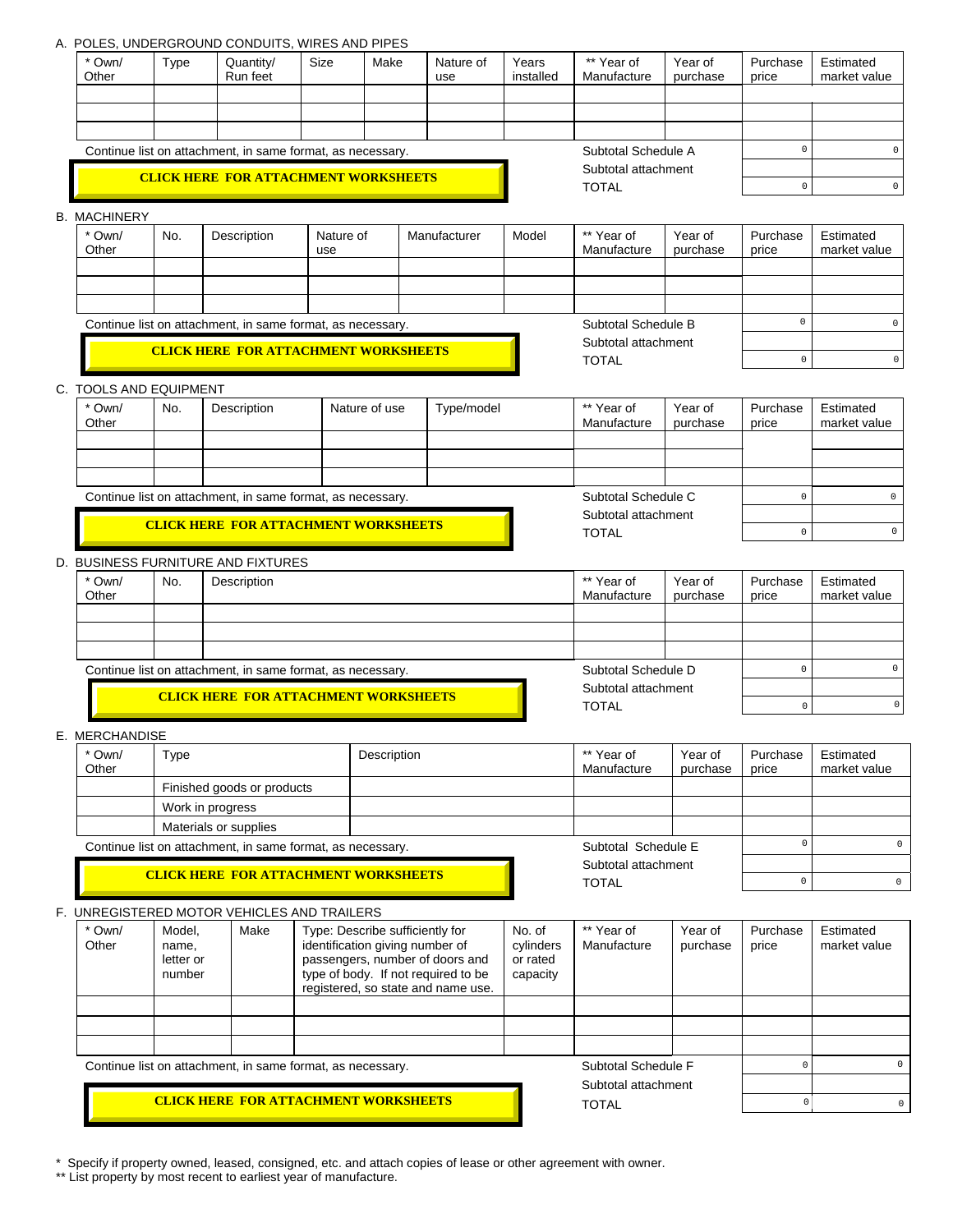A. POLES, UNDERGROUND CONDUITS, WIRES AND PIPES

| * Own/ Other | Type | Quantity/ Run feet | Size | Make | Nature of use | Years installed | ** Year of Manufacture | Year of purchase | Purchase price | Estimated market value |
|---|---|---|---|---|---|---|---|---|---|---|
| | | | | | | | | | | |
| | | | | | | | | | | |
| | | | | | | | | | | |

Continue list on attachment, in same format, as necessary.

**CLICK HERE FOR ATTACHMENT WORKSHEETS**

| | Purchase price | Estimated market value |
|---|---|---|
| Subtotal Schedule A | 0 | 0 |
| Subtotal attachment | | |
| TOTAL | 0 | 0 |

B. MACHINERY

| * Own/ Other | No. | Description | Nature of use | Manufacturer | Model | ** Year of Manufacture | Year of purchase | Purchase price | Estimated market value |
|---|---|---|---|---|---|---|---|---|---|
| | | | | | | | | | |
| | | | | | | | | | |
| | | | | | | | | | |

Continue list on attachment, in same format, as necessary.

**CLICK HERE FOR ATTACHMENT WORKSHEETS**

| | Purchase price | Estimated market value |
|---|---|---|
| Subtotal Schedule B | 0 | 0 |
| Subtotal attachment | | |
| TOTAL | 0 | 0 |

C. TOOLS AND EQUIPMENT

| * Own/ Other | No. | Description | Nature of use | Type/model | ** Year of Manufacture | Year of purchase | Purchase price | Estimated market value |
|---|---|---|---|---|---|---|---|---|
| | | | | | | | | |
| | | | | | | | | |
| | | | | | | | | |

Continue list on attachment, in same format, as necessary.

**CLICK HERE FOR ATTACHMENT WORKSHEETS**

| | Purchase price | Estimated market value |
|---|---|---|
| Subtotal Schedule C | 0 | 0 |
| Subtotal attachment | | |
| TOTAL | 0 | 0 |

D. BUSINESS FURNITURE AND FIXTURES

| * Own/ Other | No. | Description | ** Year of Manufacture | Year of purchase | Purchase price | Estimated market value |
|---|---|---|---|---|---|---|
| | | | | | | |
| | | | | | | |
| | | | | | | |

Continue list on attachment, in same format, as necessary.

**CLICK HERE FOR ATTACHMENT WORKSHEETS**

| | Purchase price | Estimated market value |
|---|---|---|
| Subtotal Schedule D | 0 | 0 |
| Subtotal attachment | | |
| TOTAL | 0 | 0 |

E. MERCHANDISE

| * Own/ Other | Type | Description | ** Year of Manufacture | Year of purchase | Purchase price | Estimated market value |
|---|---|---|---|---|---|---|
| | Finished goods or products | | | | | |
| | Work in progress | | | | | |
| | Materials or supplies | | | | | |

Continue list on attachment, in same format, as necessary.

**CLICK HERE FOR ATTACHMENT WORKSHEETS**

| | Purchase price | Estimated market value |
|---|---|---|
| Subtotal Schedule E | 0 | 0 |
| Subtotal attachment | | |
| TOTAL | 0 | 0 |

F. UNREGISTERED MOTOR VEHICLES AND TRAILERS

| * Own/ Other | Model, name, letter or number | Make | Type: Describe sufficiently for identification giving number of passengers, number of doors and type of body. If not required to be registered, so state and name use. | No. of cylinders or rated capacity | ** Year of Manufacture | Year of purchase | Purchase price | Estimated market value |
|---|---|---|---|---|---|---|---|---|
| | | | | | | | | |
| | | | | | | | | |
| | | | | | | | | |

Continue list on attachment, in same format, as necessary.

**CLICK HERE FOR ATTACHMENT WORKSHEETS**

| | Purchase price | Estimated market value |
|---|---|---|
| Subtotal Schedule F | 0 | 0 |
| Subtotal attachment | | |
| TOTAL | 0 | 0 |

* Specify if property owned, leased, consigned, etc. and attach copies of lease or other agreement with owner.
** List property by most recent to earliest year of manufacture.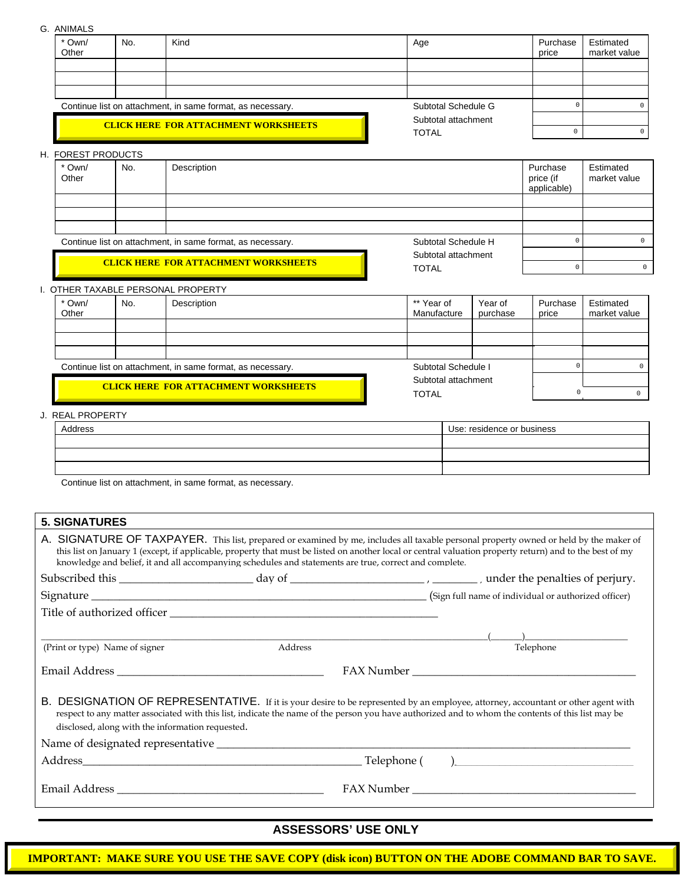G. ANIMALS

| * Own/ Other | No. | Kind | Age | Purchase price | Estimated market value |
|---|---|---|---|---|---|
| | | | | | |
| | | | | | |
| | | | | | |

Continue list on attachment, in same format, as necessary.

**CLICK HERE FOR ATTACHMENT WORKSHEETS**

| | Purchase price | Estimated market value |
|---|---|---|
| Subtotal Schedule G | 0 | 0 |
| Subtotal attachment | | |
| TOTAL | 0 | 0 |

H. FOREST PRODUCTS

| * Own/ Other | No. | Description | Purchase price (if applicable) | Estimated market value |
|---|---|---|---|---|
| | | | | |
| | | | | |
| | | | | |

Continue list on attachment, in same format, as necessary.

**CLICK HERE FOR ATTACHMENT WORKSHEETS**

| | Purchase price (if applicable) | Estimated market value |
|---|---|---|
| Subtotal Schedule H | 0 | 0 |
| Subtotal attachment | | |
| TOTAL | 0 | 0 |

I. OTHER TAXABLE PERSONAL PROPERTY

| * Own/ Other | No. | Description | ** Year of Manufacture | Year of purchase | Purchase price | Estimated market value |
|---|---|---|---|---|---|---|
| | | | | | | |
| | | | | | | |
| | | | | | | |

Continue list on attachment, in same format, as necessary.

**CLICK HERE FOR ATTACHMENT WORKSHEETS**

| | Purchase price | Estimated market value |
|---|---|---|
| Subtotal Schedule I | 0 | 0 |
| Subtotal attachment | | |
| TOTAL | 0 | 0 |

J. REAL PROPERTY

| Address | Use: residence or business |
|---|---|
| | |
| | |
| | |

Continue list on attachment, in same format, as necessary.

## 5. SIGNATURES

A. SIGNATURE OF TAXPAYER. This list, prepared or examined by me, includes all taxable personal property owned or held by the maker of this list on January 1 (except, if applicable, property that must be listed on another local or central valuation property return) and to the best of my knowledge and belief, it and all accompanying schedules and statements are true, correct and complete.

Subscribed this ______________________ day of ______________________ , ________ , under the penalties of perjury.

Signature ____________________________________________________________ (Sign full name of individual or authorized officer)

Title of authorized officer _____________________________________________

__________________________________________________________________________(______)____________________

(Print or type) Name of signer Address Telephone

Email Address ___________________________________ FAX Number _____________________________________

B. DESIGNATION OF REPRESENTATIVE. If it is your desire to be represented by an employee, attorney, accountant or other agent with respect to any matter associated with this list, indicate the name of the person you have authorized and to whom the contents of this list may be disclosed, along with the information requested.

Name of designated representative ___________________________________________________________________

Address_______________________________________________ Telephone (       )_____________________________

Email Address ___________________________________ FAX Number _____________________________________

**ASSESSORS' USE ONLY**

**IMPORTANT: MAKE SURE YOU USE THE SAVE COPY (disk icon) BUTTON ON THE ADOBE COMMAND BAR TO SAVE.**